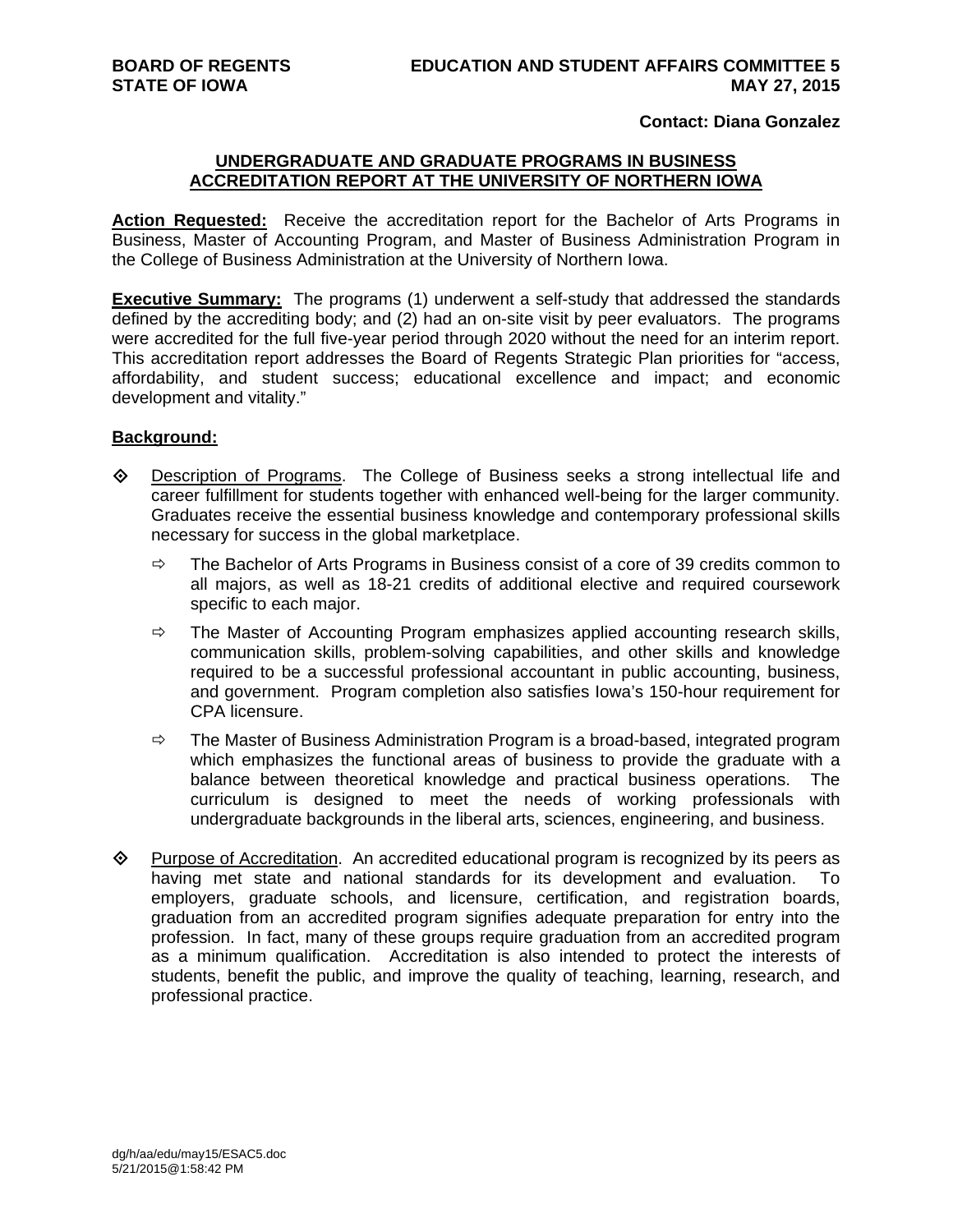**BOARD OF REGENTS**
**STATE OF IOWA**

**EDUCATION AND STUDENT AFFAIRS COMMITTEE 5**
**MAY 27, 2015**

**Contact: Diana Gonzalez**

## UNDERGRADUATE AND GRADUATE PROGRAMS IN BUSINESS ACCREDITATION REPORT AT THE UNIVERSITY OF NORTHERN IOWA

**Action Requested:** Receive the accreditation report for the Bachelor of Arts Programs in Business, Master of Accounting Program, and Master of Business Administration Program in the College of Business Administration at the University of Northern Iowa.

**Executive Summary:** The programs (1) underwent a self-study that addressed the standards defined by the accrediting body; and (2) had an on-site visit by peer evaluators. The programs were accredited for the full five-year period through 2020 without the need for an interim report. This accreditation report addresses the Board of Regents Strategic Plan priorities for "access, affordability, and student success; educational excellence and impact; and economic development and vitality."

**Background:**

- Description of Programs. The College of Business seeks a strong intellectual life and career fulfillment for students together with enhanced well-being for the larger community. Graduates receive the essential business knowledge and contemporary professional skills necessary for success in the global marketplace.
  - The Bachelor of Arts Programs in Business consist of a core of 39 credits common to all majors, as well as 18-21 credits of additional elective and required coursework specific to each major.
  - The Master of Accounting Program emphasizes applied accounting research skills, communication skills, problem-solving capabilities, and other skills and knowledge required to be a successful professional accountant in public accounting, business, and government. Program completion also satisfies Iowa's 150-hour requirement for CPA licensure.
  - The Master of Business Administration Program is a broad-based, integrated program which emphasizes the functional areas of business to provide the graduate with a balance between theoretical knowledge and practical business operations. The curriculum is designed to meet the needs of working professionals with undergraduate backgrounds in the liberal arts, sciences, engineering, and business.
- Purpose of Accreditation. An accredited educational program is recognized by its peers as having met state and national standards for its development and evaluation. To employers, graduate schools, and licensure, certification, and registration boards, graduation from an accredited program signifies adequate preparation for entry into the profession. In fact, many of these groups require graduation from an accredited program as a minimum qualification. Accreditation is also intended to protect the interests of students, benefit the public, and improve the quality of teaching, learning, research, and professional practice.

dg/h/aa/edu/may15/ESAC5.doc
5/21/2015@1:58:42 PM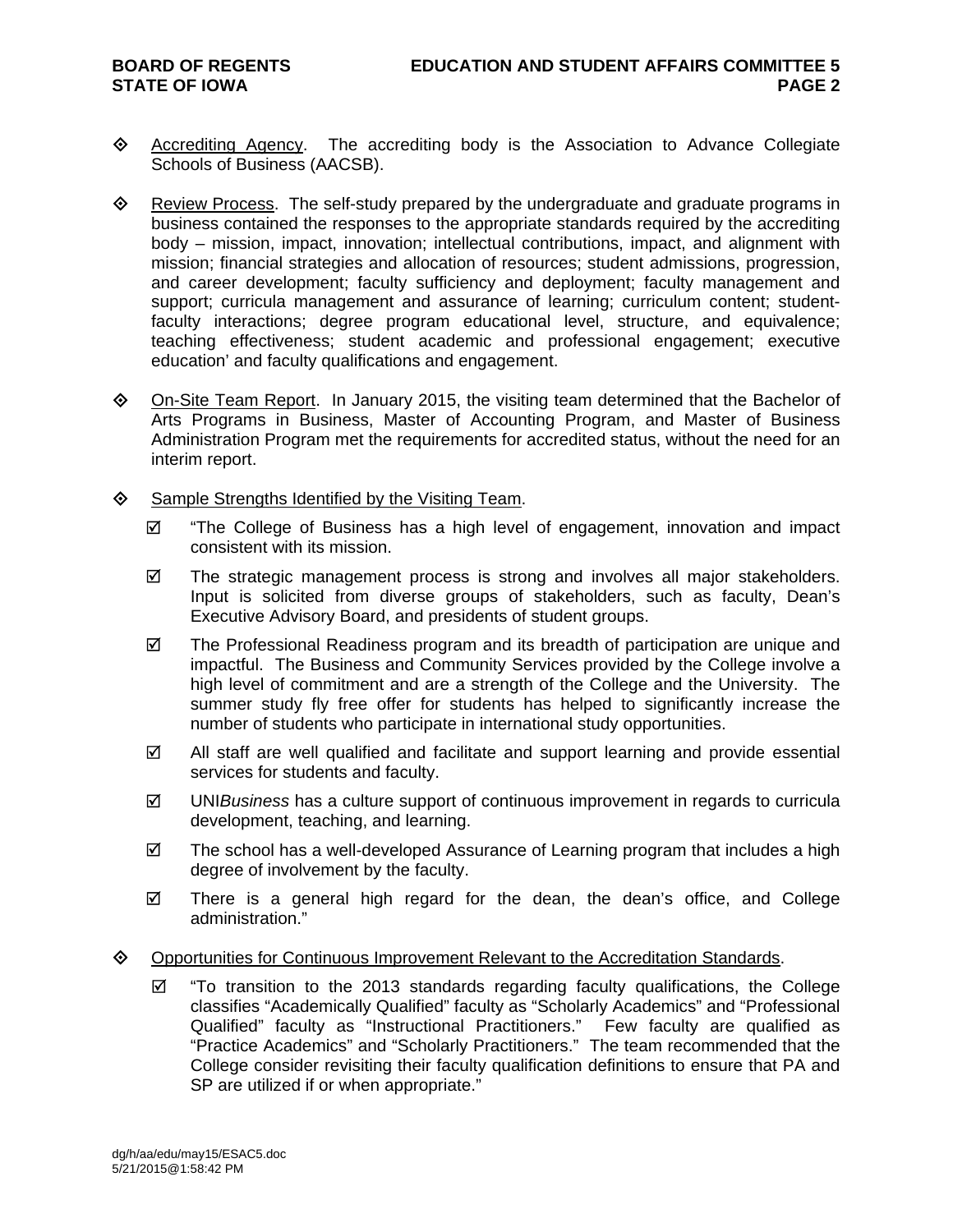- Accrediting Agency. The accrediting body is the Association to Advance Collegiate Schools of Business (AACSB).

- Review Process. The self-study prepared by the undergraduate and graduate programs in business contained the responses to the appropriate standards required by the accrediting body – mission, impact, innovation; intellectual contributions, impact, and alignment with mission; financial strategies and allocation of resources; student admissions, progression, and career development; faculty sufficiency and deployment; faculty management and support; curricula management and assurance of learning; curriculum content; student-faculty interactions; degree program educational level, structure, and equivalence; teaching effectiveness; student academic and professional engagement; executive education' and faculty qualifications and engagement.

- On-Site Team Report. In January 2015, the visiting team determined that the Bachelor of Arts Programs in Business, Master of Accounting Program, and Master of Business Administration Program met the requirements for accredited status, without the need for an interim report.

- Sample Strengths Identified by the Visiting Team.
  - ☑ "The College of Business has a high level of engagement, innovation and impact consistent with its mission.
  - ☑ The strategic management process is strong and involves all major stakeholders. Input is solicited from diverse groups of stakeholders, such as faculty, Dean's Executive Advisory Board, and presidents of student groups.
  - ☑ The Professional Readiness program and its breadth of participation are unique and impactful. The Business and Community Services provided by the College involve a high level of commitment and are a strength of the College and the University. The summer study fly free offer for students has helped to significantly increase the number of students who participate in international study opportunities.
  - ☑ All staff are well qualified and facilitate and support learning and provide essential services for students and faculty.
  - ☑ UNI*Business* has a culture support of continuous improvement in regards to curricula development, teaching, and learning.
  - ☑ The school has a well-developed Assurance of Learning program that includes a high degree of involvement by the faculty.
  - ☑ There is a general high regard for the dean, the dean's office, and College administration."

- Opportunities for Continuous Improvement Relevant to the Accreditation Standards.
  - ☑ "To transition to the 2013 standards regarding faculty qualifications, the College classifies "Academically Qualified" faculty as "Scholarly Academics" and "Professional Qualified" faculty as "Instructional Practitioners." Few faculty are qualified as "Practice Academics" and "Scholarly Practitioners." The team recommended that the College consider revisiting their faculty qualification definitions to ensure that PA and SP are utilized if or when appropriate."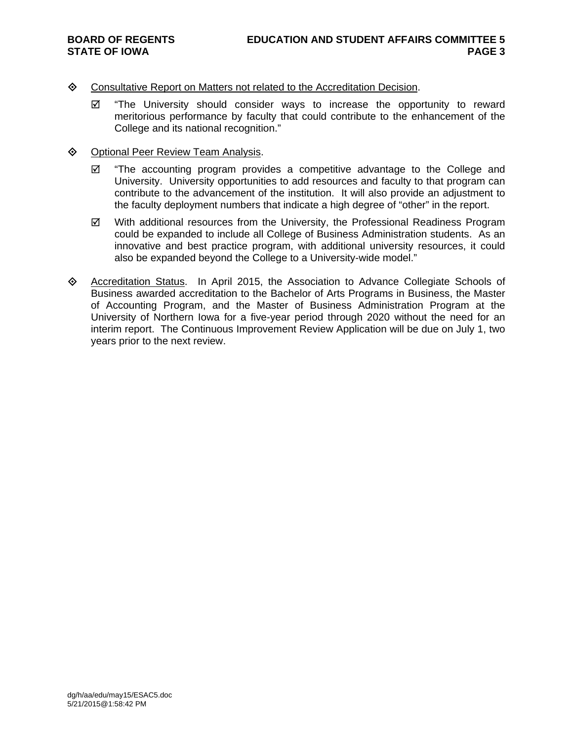- <u>Consultative Report on Matters not related to the Accreditation Decision</u>.
  - ☑ "The University should consider ways to increase the opportunity to reward meritorious performance by faculty that could contribute to the enhancement of the College and its national recognition."

- <u>Optional Peer Review Team Analysis</u>.
  - ☑ "The accounting program provides a competitive advantage to the College and University. University opportunities to add resources and faculty to that program can contribute to the advancement of the institution. It will also provide an adjustment to the faculty deployment numbers that indicate a high degree of "other" in the report.
  - ☑ With additional resources from the University, the Professional Readiness Program could be expanded to include all College of Business Administration students. As an innovative and best practice program, with additional university resources, it could also be expanded beyond the College to a University-wide model."

- <u>Accreditation Status</u>. In April 2015, the Association to Advance Collegiate Schools of Business awarded accreditation to the Bachelor of Arts Programs in Business, the Master of Accounting Program, and the Master of Business Administration Program at the University of Northern Iowa for a five-year period through 2020 without the need for an interim report. The Continuous Improvement Review Application will be due on July 1, two years prior to the next review.

dg/h/aa/edu/may15/ESAC5.doc
5/21/2015@1:58:42 PM